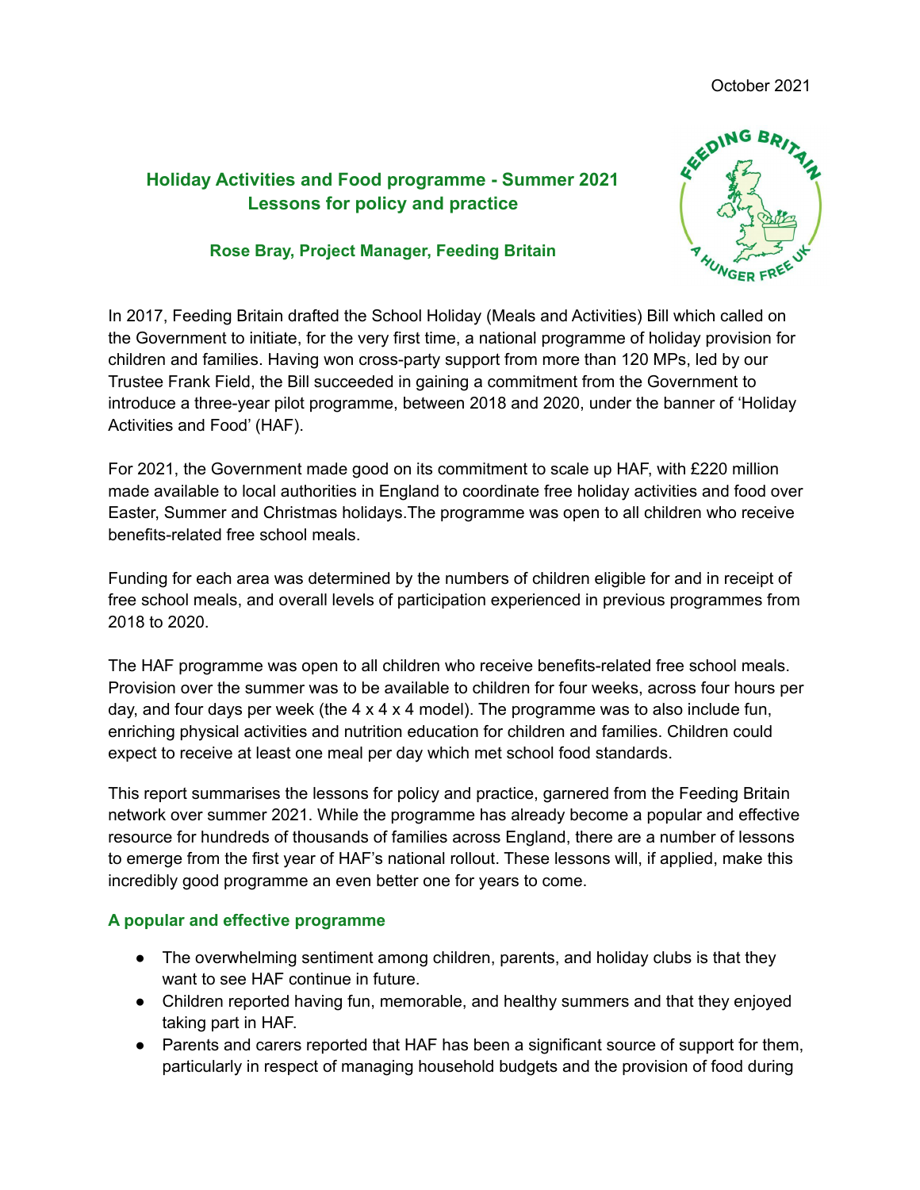October 2021

# Holiday Activities and Food programme - Summer 2021
# Lessons for policy and practice

**Rose Bray, Project Manager, Feeding Britain**

In 2017, Feeding Britain drafted the School Holiday (Meals and Activities) Bill which called on the Government to initiate, for the very first time, a national programme of holiday provision for children and families. Having won cross-party support from more than 120 MPs, led by our Trustee Frank Field, the Bill succeeded in gaining a commitment from the Government to introduce a three-year pilot programme, between 2018 and 2020, under the banner of 'Holiday Activities and Food' (HAF).

For 2021, the Government made good on its commitment to scale up HAF, with £220 million made available to local authorities in England to coordinate free holiday activities and food over Easter, Summer and Christmas holidays.The programme was open to all children who receive benefits-related free school meals.

Funding for each area was determined by the numbers of children eligible for and in receipt of free school meals, and overall levels of participation experienced in previous programmes from 2018 to 2020.

The HAF programme was open to all children who receive benefits-related free school meals. Provision over the summer was to be available to children for four weeks, across four hours per day, and four days per week (the 4 x 4 x 4 model). The programme was to also include fun, enriching physical activities and nutrition education for children and families. Children could expect to receive at least one meal per day which met school food standards.

This report summarises the lessons for policy and practice, garnered from the Feeding Britain network over summer 2021. While the programme has already become a popular and effective resource for hundreds of thousands of families across England, there are a number of lessons to emerge from the first year of HAF's national rollout. These lessons will, if applied, make this incredibly good programme an even better one for years to come.

## A popular and effective programme

- The overwhelming sentiment among children, parents, and holiday clubs is that they want to see HAF continue in future.
- Children reported having fun, memorable, and healthy summers and that they enjoyed taking part in HAF.
- Parents and carers reported that HAF has been a significant source of support for them, particularly in respect of managing household budgets and the provision of food during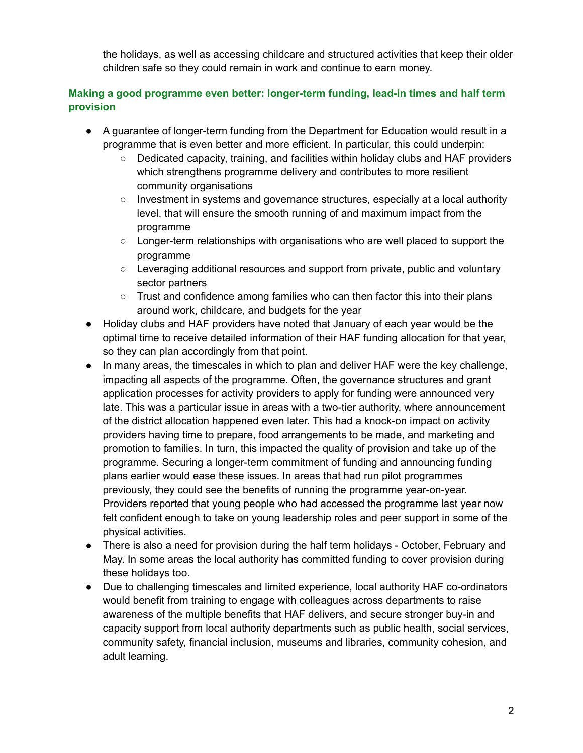the holidays, as well as accessing childcare and structured activities that keep their older children safe so they could remain in work and continue to earn money.

### Making a good programme even better: longer-term funding, lead-in times and half term provision

- A guarantee of longer-term funding from the Department for Education would result in a programme that is even better and more efficient. In particular, this could underpin:
  - Dedicated capacity, training, and facilities within holiday clubs and HAF providers which strengthens programme delivery and contributes to more resilient community organisations
  - Investment in systems and governance structures, especially at a local authority level, that will ensure the smooth running of and maximum impact from the programme
  - Longer-term relationships with organisations who are well placed to support the programme
  - Leveraging additional resources and support from private, public and voluntary sector partners
  - Trust and confidence among families who can then factor this into their plans around work, childcare, and budgets for the year
- Holiday clubs and HAF providers have noted that January of each year would be the optimal time to receive detailed information of their HAF funding allocation for that year, so they can plan accordingly from that point.
- In many areas, the timescales in which to plan and deliver HAF were the key challenge, impacting all aspects of the programme. Often, the governance structures and grant application processes for activity providers to apply for funding were announced very late. This was a particular issue in areas with a two-tier authority, where announcement of the district allocation happened even later. This had a knock-on impact on activity providers having time to prepare, food arrangements to be made, and marketing and promotion to families. In turn, this impacted the quality of provision and take up of the programme. Securing a longer-term commitment of funding and announcing funding plans earlier would ease these issues. In areas that had run pilot programmes previously, they could see the benefits of running the programme year-on-year. Providers reported that young people who had accessed the programme last year now felt confident enough to take on young leadership roles and peer support in some of the physical activities.
- There is also a need for provision during the half term holidays - October, February and May. In some areas the local authority has committed funding to cover provision during these holidays too.
- Due to challenging timescales and limited experience, local authority HAF co-ordinators would benefit from training to engage with colleagues across departments to raise awareness of the multiple benefits that HAF delivers, and secure stronger buy-in and capacity support from local authority departments such as public health, social services, community safety, financial inclusion, museums and libraries, community cohesion, and adult learning.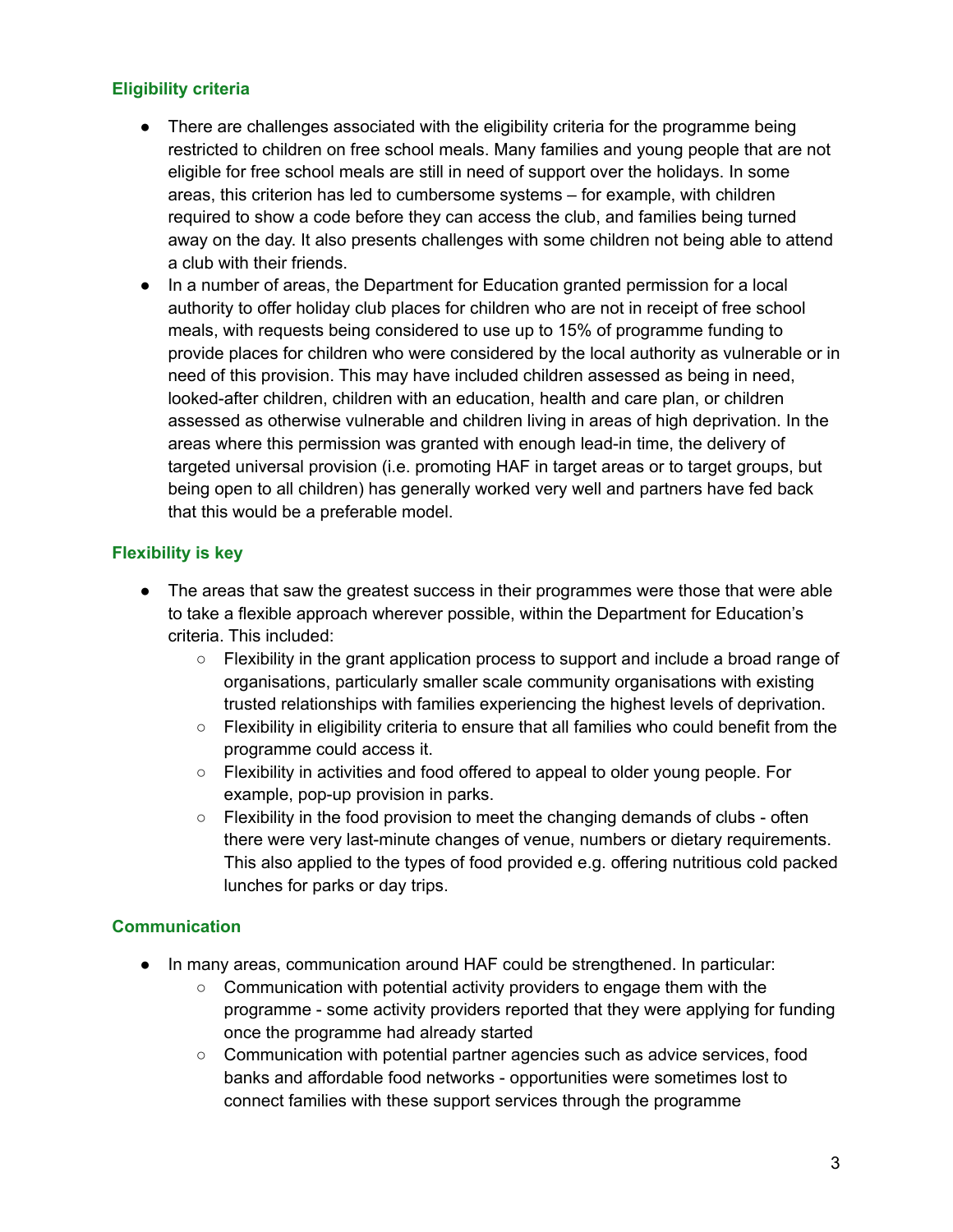### Eligibility criteria

- There are challenges associated with the eligibility criteria for the programme being restricted to children on free school meals. Many families and young people that are not eligible for free school meals are still in need of support over the holidays. In some areas, this criterion has led to cumbersome systems – for example, with children required to show a code before they can access the club, and families being turned away on the day. It also presents challenges with some children not being able to attend a club with their friends.
- In a number of areas, the Department for Education granted permission for a local authority to offer holiday club places for children who are not in receipt of free school meals, with requests being considered to use up to 15% of programme funding to provide places for children who were considered by the local authority as vulnerable or in need of this provision. This may have included children assessed as being in need, looked-after children, children with an education, health and care plan, or children assessed as otherwise vulnerable and children living in areas of high deprivation. In the areas where this permission was granted with enough lead-in time, the delivery of targeted universal provision (i.e. promoting HAF in target areas or to target groups, but being open to all children) has generally worked very well and partners have fed back that this would be a preferable model.

### Flexibility is key

- The areas that saw the greatest success in their programmes were those that were able to take a flexible approach wherever possible, within the Department for Education's criteria. This included:
  - Flexibility in the grant application process to support and include a broad range of organisations, particularly smaller scale community organisations with existing trusted relationships with families experiencing the highest levels of deprivation.
  - Flexibility in eligibility criteria to ensure that all families who could benefit from the programme could access it.
  - Flexibility in activities and food offered to appeal to older young people. For example, pop-up provision in parks.
  - Flexibility in the food provision to meet the changing demands of clubs - often there were very last-minute changes of venue, numbers or dietary requirements. This also applied to the types of food provided e.g. offering nutritious cold packed lunches for parks or day trips.

### Communication

- In many areas, communication around HAF could be strengthened. In particular:
  - Communication with potential activity providers to engage them with the programme - some activity providers reported that they were applying for funding once the programme had already started
  - Communication with potential partner agencies such as advice services, food banks and affordable food networks - opportunities were sometimes lost to connect families with these support services through the programme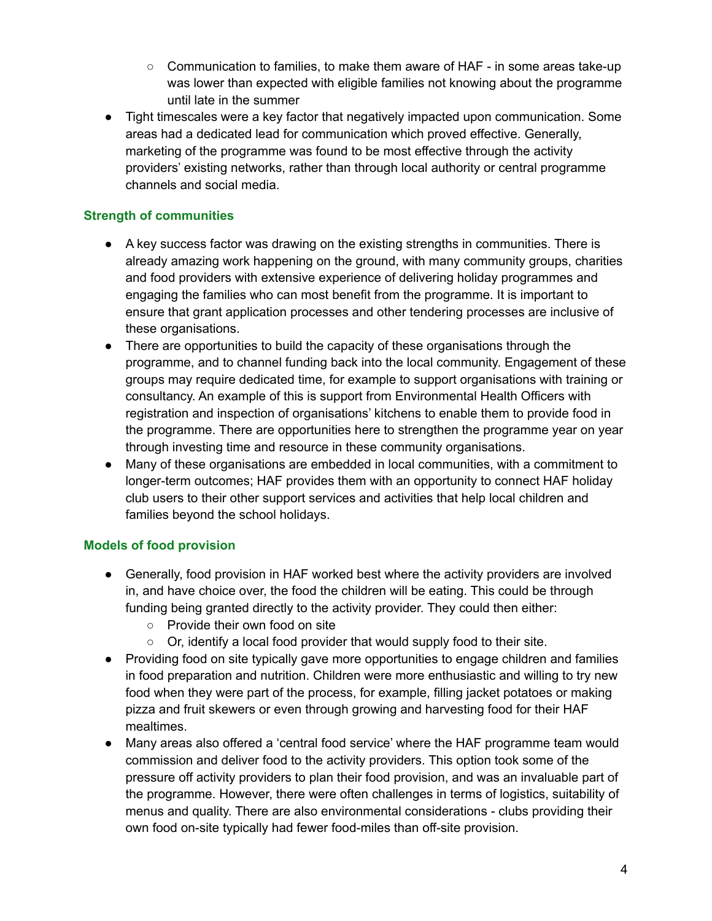- Communication to families, to make them aware of HAF - in some areas take-up was lower than expected with eligible families not knowing about the programme until late in the summer
- Tight timescales were a key factor that negatively impacted upon communication. Some areas had a dedicated lead for communication which proved effective. Generally, marketing of the programme was found to be most effective through the activity providers' existing networks, rather than through local authority or central programme channels and social media.

### Strength of communities

- A key success factor was drawing on the existing strengths in communities. There is already amazing work happening on the ground, with many community groups, charities and food providers with extensive experience of delivering holiday programmes and engaging the families who can most benefit from the programme. It is important to ensure that grant application processes and other tendering processes are inclusive of these organisations.
- There are opportunities to build the capacity of these organisations through the programme, and to channel funding back into the local community. Engagement of these groups may require dedicated time, for example to support organisations with training or consultancy. An example of this is support from Environmental Health Officers with registration and inspection of organisations' kitchens to enable them to provide food in the programme. There are opportunities here to strengthen the programme year on year through investing time and resource in these community organisations.
- Many of these organisations are embedded in local communities, with a commitment to longer-term outcomes; HAF provides them with an opportunity to connect HAF holiday club users to their other support services and activities that help local children and families beyond the school holidays.

### Models of food provision

- Generally, food provision in HAF worked best where the activity providers are involved in, and have choice over, the food the children will be eating. This could be through funding being granted directly to the activity provider. They could then either:
  - Provide their own food on site
  - Or, identify a local food provider that would supply food to their site.
- Providing food on site typically gave more opportunities to engage children and families in food preparation and nutrition. Children were more enthusiastic and willing to try new food when they were part of the process, for example, filling jacket potatoes or making pizza and fruit skewers or even through growing and harvesting food for their HAF mealtimes.
- Many areas also offered a 'central food service' where the HAF programme team would commission and deliver food to the activity providers. This option took some of the pressure off activity providers to plan their food provision, and was an invaluable part of the programme. However, there were often challenges in terms of logistics, suitability of menus and quality. There are also environmental considerations - clubs providing their own food on-site typically had fewer food-miles than off-site provision.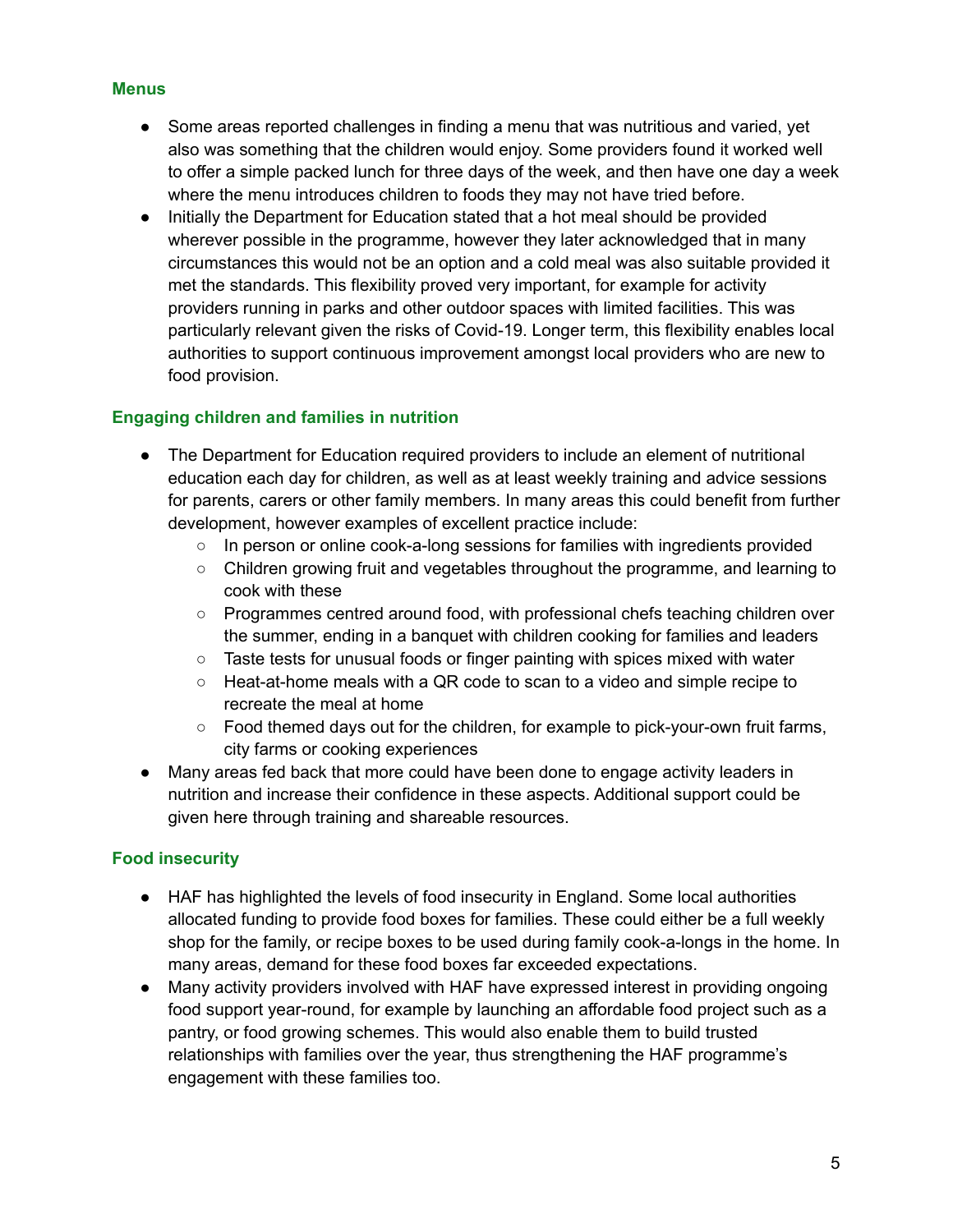### Menus

- Some areas reported challenges in finding a menu that was nutritious and varied, yet also was something that the children would enjoy. Some providers found it worked well to offer a simple packed lunch for three days of the week, and then have one day a week where the menu introduces children to foods they may not have tried before.
- Initially the Department for Education stated that a hot meal should be provided wherever possible in the programme, however they later acknowledged that in many circumstances this would not be an option and a cold meal was also suitable provided it met the standards. This flexibility proved very important, for example for activity providers running in parks and other outdoor spaces with limited facilities. This was particularly relevant given the risks of Covid-19. Longer term, this flexibility enables local authorities to support continuous improvement amongst local providers who are new to food provision.

### Engaging children and families in nutrition

- The Department for Education required providers to include an element of nutritional education each day for children, as well as at least weekly training and advice sessions for parents, carers or other family members. In many areas this could benefit from further development, however examples of excellent practice include:
  - In person or online cook-a-long sessions for families with ingredients provided
  - Children growing fruit and vegetables throughout the programme, and learning to cook with these
  - Programmes centred around food, with professional chefs teaching children over the summer, ending in a banquet with children cooking for families and leaders
  - Taste tests for unusual foods or finger painting with spices mixed with water
  - Heat-at-home meals with a QR code to scan to a video and simple recipe to recreate the meal at home
  - Food themed days out for the children, for example to pick-your-own fruit farms, city farms or cooking experiences
- Many areas fed back that more could have been done to engage activity leaders in nutrition and increase their confidence in these aspects. Additional support could be given here through training and shareable resources.

### Food insecurity

- HAF has highlighted the levels of food insecurity in England. Some local authorities allocated funding to provide food boxes for families. These could either be a full weekly shop for the family, or recipe boxes to be used during family cook-a-longs in the home. In many areas, demand for these food boxes far exceeded expectations.
- Many activity providers involved with HAF have expressed interest in providing ongoing food support year-round, for example by launching an affordable food project such as a pantry, or food growing schemes. This would also enable them to build trusted relationships with families over the year, thus strengthening the HAF programme's engagement with these families too.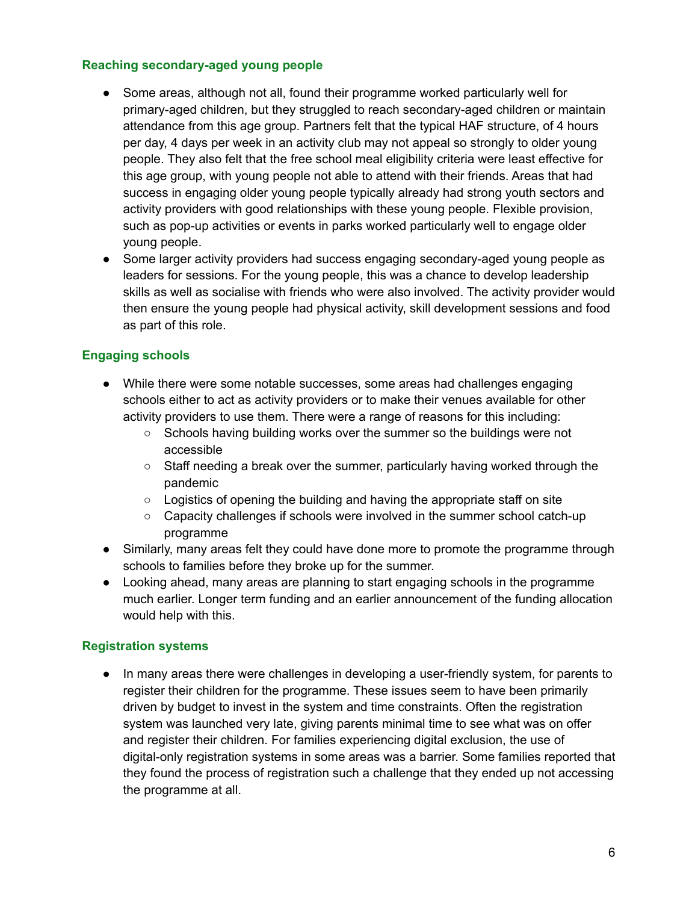### Reaching secondary-aged young people

- Some areas, although not all, found their programme worked particularly well for primary-aged children, but they struggled to reach secondary-aged children or maintain attendance from this age group. Partners felt that the typical HAF structure, of 4 hours per day, 4 days per week in an activity club may not appeal so strongly to older young people. They also felt that the free school meal eligibility criteria were least effective for this age group, with young people not able to attend with their friends. Areas that had success in engaging older young people typically already had strong youth sectors and activity providers with good relationships with these young people. Flexible provision, such as pop-up activities or events in parks worked particularly well to engage older young people.
- Some larger activity providers had success engaging secondary-aged young people as leaders for sessions. For the young people, this was a chance to develop leadership skills as well as socialise with friends who were also involved. The activity provider would then ensure the young people had physical activity, skill development sessions and food as part of this role.

### Engaging schools

- While there were some notable successes, some areas had challenges engaging schools either to act as activity providers or to make their venues available for other activity providers to use them. There were a range of reasons for this including:
  - Schools having building works over the summer so the buildings were not accessible
  - Staff needing a break over the summer, particularly having worked through the pandemic
  - Logistics of opening the building and having the appropriate staff on site
  - Capacity challenges if schools were involved in the summer school catch-up programme
- Similarly, many areas felt they could have done more to promote the programme through schools to families before they broke up for the summer.
- Looking ahead, many areas are planning to start engaging schools in the programme much earlier. Longer term funding and an earlier announcement of the funding allocation would help with this.

### Registration systems

- In many areas there were challenges in developing a user-friendly system, for parents to register their children for the programme. These issues seem to have been primarily driven by budget to invest in the system and time constraints. Often the registration system was launched very late, giving parents minimal time to see what was on offer and register their children. For families experiencing digital exclusion, the use of digital-only registration systems in some areas was a barrier. Some families reported that they found the process of registration such a challenge that they ended up not accessing the programme at all.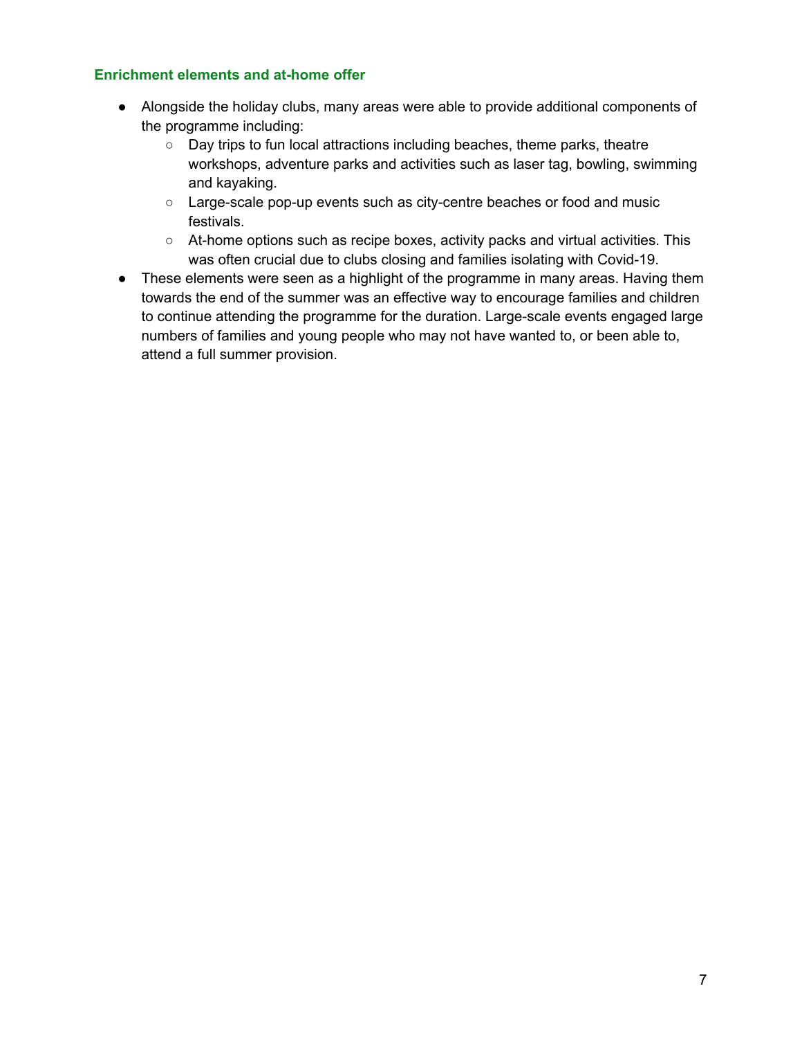### Enrichment elements and at-home offer

- Alongside the holiday clubs, many areas were able to provide additional components of the programme including:
  - Day trips to fun local attractions including beaches, theme parks, theatre workshops, adventure parks and activities such as laser tag, bowling, swimming and kayaking.
  - Large-scale pop-up events such as city-centre beaches or food and music festivals.
  - At-home options such as recipe boxes, activity packs and virtual activities. This was often crucial due to clubs closing and families isolating with Covid-19.
- These elements were seen as a highlight of the programme in many areas. Having them towards the end of the summer was an effective way to encourage families and children to continue attending the programme for the duration. Large-scale events engaged large numbers of families and young people who may not have wanted to, or been able to, attend a full summer provision.